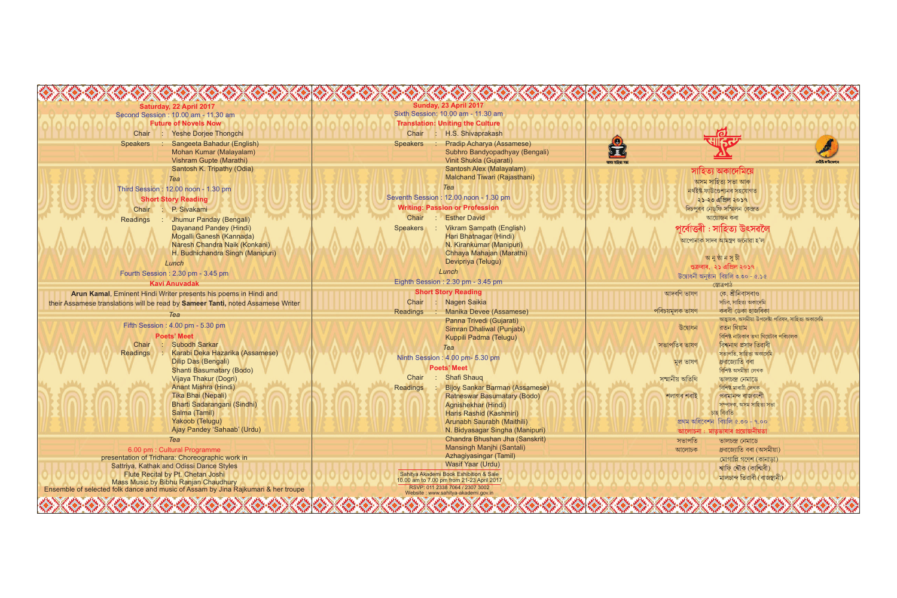## Saturday, 22 April 2017

**Second Session : 10.00 am - 11.30 am**

### Future of Novels Now

Chair : Yeshe Dorjee Thongchi

Speakers : Sangeeta Bahadur (English)
Mohan Kumar (Malayalam)
Vishram Gupte (Marathi)
Santosh K. Tripathy (Odia)

*Tea*

**Third Session : 12.00 noon - 1.30 pm**

### Short Story Reading

Chair : P. Sivakami

Readings : Jhumur Panday (Bengali)
Dayanand Pandey (Hindi)
Mogalli Ganesh (Kannada)
Naresh Chandra Naik (Konkani)
H. Budhichandra Singh (Manipuri)

*Lunch*

**Fourth Session : 2.30 pm - 3.45 pm**

### Kavi Anuvadak

**Arun Kamal**, Eminent Hindi Writer presents his poems in Hindi and their Assamese translations will be read by **Sameer Tanti,** noted Assamese Writer

*Tea*

**Fifth Session : 4.00 pm - 5.30 pm**

### Poets' Meet

Chair : Subodh Sarkar

Readings : Karabi Deka Hazarika (Assamese)
Dilip Das (Bengali)
Shanti Basumatary (Bodo)
Vijaya Thakur (Dogri)
Anant Mishra (Hindi)
Tika Bhai (Nepali)
Bharti Sadarangani (Sindhi)
Salma (Tamil)
Yakoob (Telugu)
Ajay Pandey 'Sahaab' (Urdu)

*Tea*

**6.00 pm : Cultural Programme**

presentation of Tridhara: Choreographic work in
Sattriya, Kathak and Odissi Dance Styles
Flute Recital by Pt. Chetan Joshi
Mass Music by Bibhu Ranjan Chaudhury
Ensemble of selected folk dance and music of Assam by Jina Rajkumari & her troupe

## Sunday, 23 April 2017

**Sixth Session: 10.00 am - 11.30 am**

### Translation: Uniting the Culture

Chair : H.S. Shivaprakash

Speakers : Pradip Acharya (Assamese)
Subhro Bandyopadhyay (Bengali)
Vinit Shukla (Gujarati)
Santosh Alex (Malayalam)
Malchand Tiwari (Rajasthani)

*Tea*

**Seventh Session : 12.00 noon - 1.30 pm**

### Writing: Passion or Profession

Chair : Esther David

Speakers : Vikram Sampath (English)
Hari Bhatnagar (Hindi)
N. Kirankumar (Manipuri)
Chhaya Mahajan (Marathi)
Devipriya (Telugu)

*Lunch*

**Eighth Session : 2.30 pm - 3.45 pm**

### Short Story Reading

Chair : Nagen Saikia

Readings : Manika Devee (Assamese)
Panna Trivedi (Gujarati)
Simran Dhaliwal (Punjabi)
Kuppili Padma (Telugu)

*Tea*

**Ninth Session : 4.00 pm- 5.30 pm**

### Poets' Meet

Chair : Shafi Shauq

Readings : Bijoy Sankar Barman (Assamese)
Ratneswar Basumatary (Bodo)
Agnishekhar (Hindi)
Haris Rashid (Kashmiri)
Arunabh Saurabh (Maithili)
N. Bidyasagar Singha (Manipuri)
Chandra Bhushan Jha (Sanskrit)
Mansingh Manjhi (Santali)
Azhagiyasingar (Tamil)
Wasif Yaar (Urdu)

Sahitya Akademi Book Exhibition & Sale
10.00 am to 7.00 pm from 21-23 April 2017

RSVP: 011 2338 7064 / 2307 3002
Website : www.sahitya-akademi.gov.in

---

অসম সাহিত্য সভা — সাহিত্য — নৰ্থইষ্ট ফাউণ্ডেশন

# সাহিত্য অকাদেমিয়ে

অসম সাহিত্য সভা আৰু
নৰ্থইষ্ট ফাউণ্ডেশনৰ সহযোগত
২১-২৩ এপ্ৰিল ২০১৭
দিচপুৰৰ নেড্‌ফি সম্মিলন কেন্দ্ৰত
আয়োজন কৰা

## পূৰ্বোত্তৰী : সাহিত্য উৎসৱলৈ

আপোনাক সাদৰ আমন্ত্ৰণ জনোৱা হ'ল

অ নু ষ্ঠা ন সূ চী

**শুক্ৰবাৰ, ২১ এপ্ৰিল ২০১৭**

উদ্বোধনী অনুষ্ঠান বিয়লি ৩.৩০ - ৫.১৫

স্তোত্ৰপাঠ

আদৰণি ভাষণ : কে. শ্ৰীনিবাসৰাও
সচিব, সাহিত্য অকাদেমি

পৰিচয়মূলক ভাষণ : কৰবী ডেকা হাজৰিকা
আহ্বায়ক, অসমীয়া উপদেষ্টা পৰিষদ, সাহিত্য অকাদেমি

উদ্বোধন : ৰতন থিয়াম
বিশিষ্ট নাট্যকাৰ তথা থিয়েটাৰ পৰিচালক

সভাপতিৰ ভাষণ : বিশ্বনাথ প্ৰসাদ তিৱাৰী
সভাপতি, সাহিত্য অকাদেমি

মুল ভাষণ : ধ্ৰুৱজ্যোতি বৰা
বিশিষ্ট অসমীয়া লেখক

সম্মানীয় অতিথি : ভালচন্দ্ৰ নেমাডে
বিশিষ্ট মাৰাঠী লেখক

শলাগৰ শৰাই : পৰমানন্দ ৰাজবংশী
সম্পাদক, অসম সাহিত্য সভা

চাহ বিৰতি

প্ৰথম অধিবেশন বিয়লি ৫.৩০ - ৭.০০

**আলোচনা : মাতৃভাষাৰ প্ৰয়োজনীয়তা**

সভাপতি : ভালচন্দ্ৰ নেমাডে

আলোচক : ধ্ৰুৱজ্যোতি বৰা (অসমীয়া)
মোগাল্লি গণেশ (কানাড়া)
শ্বাফি শ্বৌক (কাশ্মিৰী)
মালচান্দ তিৱাৰী (ৰাজস্থানী)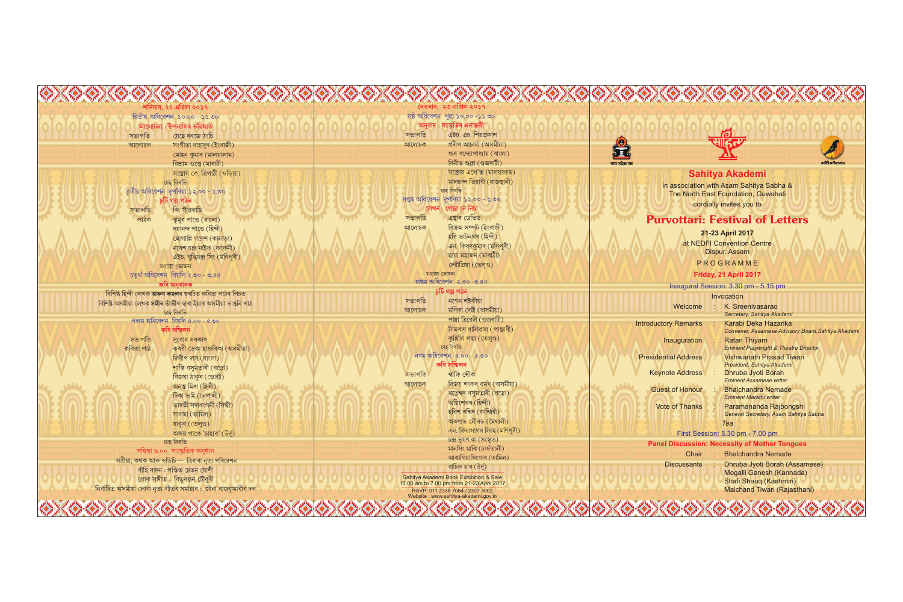## শনিবাৰ, ২২ এপ্ৰিল ২০১৭

**দ্বিতীয় অধিৱেশন** ১০.০০ - ১১.৩০

**আলোচনা : উপন্যাসৰ ভৱিষ্যত**

সভাপতি — মেছে দৰজে ঠংচি

আলোচক — সংগীতা বাহাদুৰ (ইংৰাজী)
মোহন কুমাৰ (মালায়ালাম)
বিশ্ৰাম গুপ্তে (মাৰাঠী)
সন্তোষ কে. ত্ৰিপাঠী (ওড়িয়া)

চাহ বিৰতি

**তৃতীয় অধিৱেশন** দুপৰিয়া ১২.০০ - ১.৩০

**চুটি গল্প পঠন**

সভাপতি — পি. সীৱকামি

পাঠক — ঝুমুৰ পাণ্ডে (বাংলা)
দয়ানন্দ পাণ্ডে (হিন্দী)
মোগাল্লি গণেশ (কানাড়া)
নৰেশ চন্দ্ৰ নাইক (কংকনী)
এইচ. বুদ্ধিচন্দ্ৰ সিং (মণিপুৰী)

মধ্যাহ্ন ভোজন

**চতুৰ্থ অধিৱেশন** বিয়লি ২.৩০ - ৩.৪৫

**কবি অনুবাদক**

বিশিষ্ট হিন্দী লেখক **অৰুণ কমল**ৰ স্বৰচিত কবিতা পাঠৰ পিচত
বিশিষ্ট অসমীয়া লেখক **সমীৰ তাঁতী**ৰ দ্বাৰা ইয়াৰ অসমীয়া ভাঙনি পাঠ

চাহ বিৰতি

**পঞ্চম অধিৱেশন** বিয়লি ৪.০০ - ৫.৩০

**কবি সন্মিলন**

সভাপতি — সুবোধ সৰকাৰ

কবিতা পাঠ — কৰবী ডেকা হাজৰিকা (অসমীয়া)
দিলীপ দাস (বাংলা)
শান্তি বসুমতাৰী (বড়ো)
বিজয়া ঠাকুৰ (ডোগ্ৰী)
অনন্ত মিশ্ৰ (হিন্দী)
টিকা ভাই (নেপালী)
ভাৰতী সদাৰংগানী (সিন্ধী)
সালমা (তামিল)
য়াকুব (তেলুগু)
অজয় পাণ্ডে 'চাহাৰ' (উৰ্দু)

চাহ বিৰতি

**সন্ধিয়া ৬.০০ সাংস্কৃতিক অনুষ্ঠান**

সত্ৰীয়া, কথক আৰু ওডিচি— ত্ৰিধাৰা নৃত্য পৰিবেশন
বাঁহি বাদন : পণ্ডিত চেতন যোশী
লোক সঙ্গীত : বিদুৰঞ্জন চৌধুৰী
নিৰ্বাচিত অসমীয়া লোক নৃত্য-গীতৰ সমাহাৰ : জীনা ৰাজকুমাৰীৰ দল

## দেওবাৰ, ২৩ এপ্ৰিল ২০১৭

**ষষ্ঠ অধিৱেশন** পুৱা ১০.০০ -১১.৩০

**অনুবাদ : সংস্কৃতিৰ এনাজৰী**

সভাপতি — এইচ. এচ. শিৱপ্ৰকাশ

আলোচক — প্ৰদীপ আচাৰ্য (অসমীয়া)
শুভ্ৰ বন্দ্যোপাধ্যায় (বাংলা)
বিনীত শুক্লা (গুজৰাটী)
সন্তোষ এলেক্স (মালায়ালাম)
মালচান্দ তিৱাৰী (ৰাজস্থানী)

চাহ বিৰতি

**সপ্তম অধিৱেশন** দুপৰিয়া ১২.০০ - ১.৩০

**লেখন : পেছা নে নিচা**

সভাপতি — এস্থাৰ ডেভিড

আলোচক — বিক্ৰম সম্পৎ (ইংৰাজী)
হৰি ভাটনগৰ (হিন্দী)
এন. কিৰণকুমাৰ (মণিপুৰী)
ছায়া মহাজন (মাৰাঠী)
দেৱীপ্ৰিয়া (তেলুগু)

মধ্যাহ্ন ভোজন

**অষ্টম অধিৱেশন** ২.৩০ -৩.৪৫

**চুটি গল্প পঠন**

সভাপতি — নগেন শইকীয়া

আলোচক — মণিকা দেৱী (অসমীয়া)
পান্না ত্ৰিবেদী (গুজৰাটী)
সিমৰাণ ধালিৱাল (পাঞ্জাবী)
কুপ্পিলি পদ্মা (তেলুগু)

চাহ বিৰতি

**নৱম অধিৱেশন** ৪.০০ - ৫.৩০

**কবি সন্মিলন**

সভাপতি — শাফি শৌক

আলোচক — বিজয় শংকৰ বৰ্মণ (অসমীয়া)
ৰত্নেশ্বৰ বসুমতাৰী (বড়ো)
অমিয়শেখৰ (হিন্দী)
হৰিশ বশিষ্ঠ (কাশ্মীৰী)
অৰুণাভ সৌৰভ (মৈথালী)
এন. বিদ্যাসাগৰ সিংহ (মণিপুৰী)
চন্দ্ৰ ভূষণ ঝা (সংস্কৃত)
মানসিং মাঝি (চাওতালী)
আৱাগিয়াসিংগাৰ (তামিল)
বাফিক ৰাম (উৰ্দু)

Sahitya Akademi Book Exhibition & Sale
10.00 am to 7.00 pm from 21-23 April 2017
RSVP: 011 2338 7064 / 2307 3002
Website : www.sahitya-akademi.gov.in

---

# Sahitya Akademi

in association with Asam Sahitya Sabha &
The North East Foundation, Guwahati
cordially invites you to

# Purvottari: Festival of Letters

**21-23 April 2017**
at NEDFI Convention Centre
Dispur, Assam

PROGRAMME

## Friday, 21 April 2017

**Inaugural Session: 3.30 pm - 5.15 pm**

Invocation

| | | |
|---|---|---|
| Welcome | : | K. Sreenivasarao<br>*Secretary, Sahitya Akademi* |
| Introductory Remarks | : | Karabi Deka Hazarika<br>*Convener, Assamese Advisory Board, Sahitya Akademi* |
| Inauguration | : | Ratan Thiyam<br>*Eminent Playwright & Theatre Director* |
| Presidential Address | : | Vishwanath Prasad Tiwari<br>*President, Sahitya Akademi* |
| Keynote Address | : | Dhruba Jyoti Borah<br>*Eminent Assamese writer* |
| Guest of Honour | : | Bhalchandra Nemade<br>*Eminent Marathi writer* |
| Vote of Thanks | : | Paramananda Rajbongshi<br>*General Secretary, Asam Sahitya Sabha* |

*Tea*

**First Session: 5.30 pm - 7.00 pm**

**Panel Discussion: Necessity of Mother Tongues**

| | | |
|---|---|---|
| Chair | : | Bhalchandra Nemade |
| Discussants | : | Dhruba Jyoti Borah (Assamese)<br>Mogalli Ganesh (Kannada)<br>Shafi Shauq (Kashmiri)<br>Malchand Tiwari (Rajasthani) |